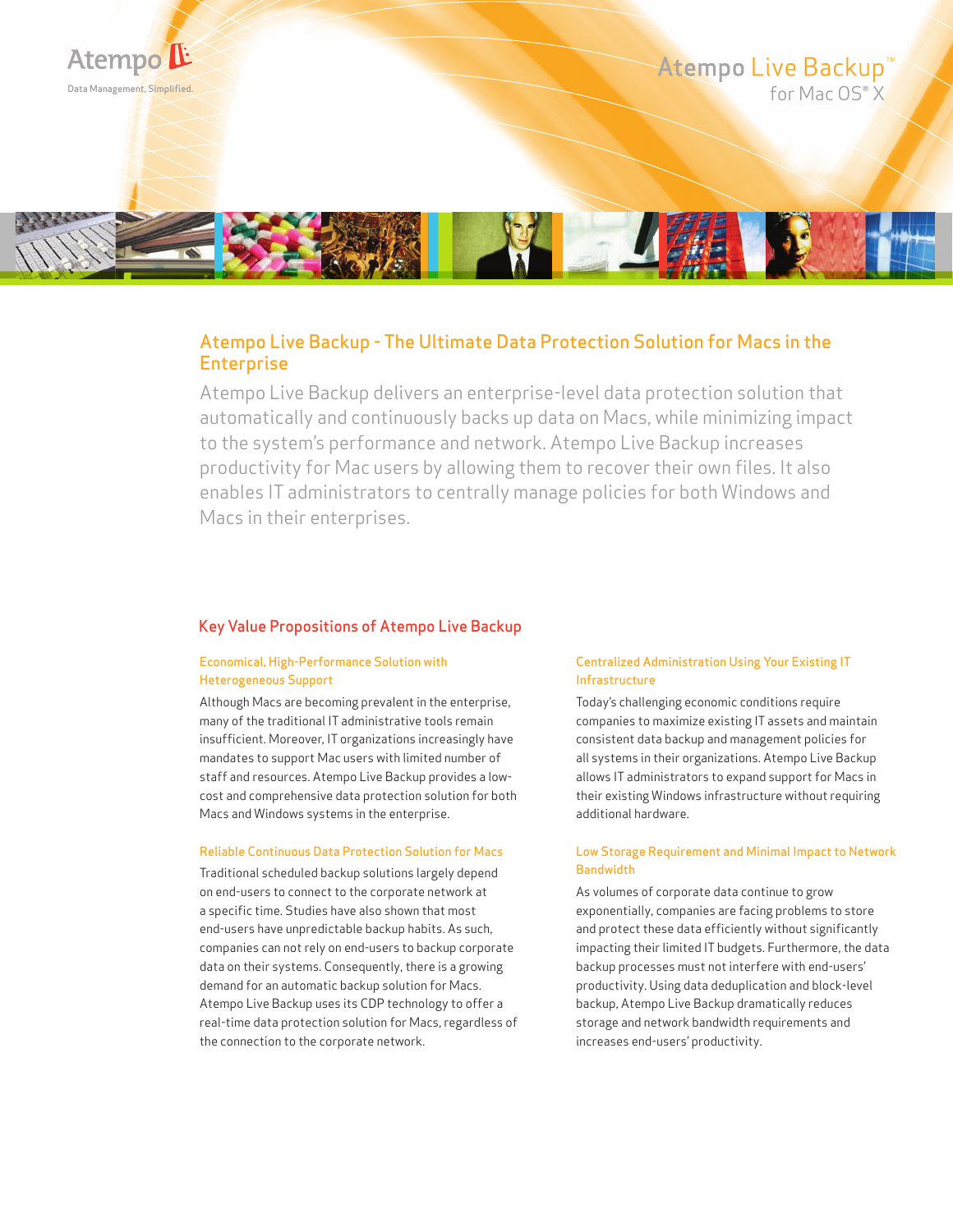Atempo

Data Management, Simplified.

# Atempo Live Backup™ for Mac OS® X

## Atempo Live Backup - The Ultimate Data Protection Solution for Macs in the Enterprise

Atempo Live Backup delivers an enterprise-level data protection solution that automatically and continuously backs up data on Macs, while minimizing impact to the system's performance and network. Atempo Live Backup increases productivity for Mac users by allowing them to recover their own files. It also enables IT administrators to centrally manage policies for both Windows and Macs in their enterprises.

## Key Value Propositions of Atempo Live Backup

### Economical, High-Performance Solution with Heterogeneous Support

Although Macs are becoming prevalent in the enterprise, many of the traditional IT administrative tools remain insufficient. Moreover, IT organizations increasingly have mandates to support Mac users with limited number of staff and resources. Atempo Live Backup provides a low-cost and comprehensive data protection solution for both Macs and Windows systems in the enterprise.

### Reliable Continuous Data Protection Solution for Macs

Traditional scheduled backup solutions largely depend on end-users to connect to the corporate network at a specific time. Studies have also shown that most end-users have unpredictable backup habits. As such, companies can not rely on end-users to backup corporate data on their systems. Consequently, there is a growing demand for an automatic backup solution for Macs. Atempo Live Backup uses its CDP technology to offer a real-time data protection solution for Macs, regardless of the connection to the corporate network.

### Centralized Administration Using Your Existing IT Infrastructure

Today's challenging economic conditions require companies to maximize existing IT assets and maintain consistent data backup and management policies for all systems in their organizations. Atempo Live Backup allows IT administrators to expand support for Macs in their existing Windows infrastructure without requiring additional hardware.

### Low Storage Requirement and Minimal Impact to Network Bandwidth

As volumes of corporate data continue to grow exponentially, companies are facing problems to store and protect these data efficiently without significantly impacting their limited IT budgets. Furthermore, the data backup processes must not interfere with end-users' productivity. Using data deduplication and block-level backup, Atempo Live Backup dramatically reduces storage and network bandwidth requirements and increases end-users' productivity.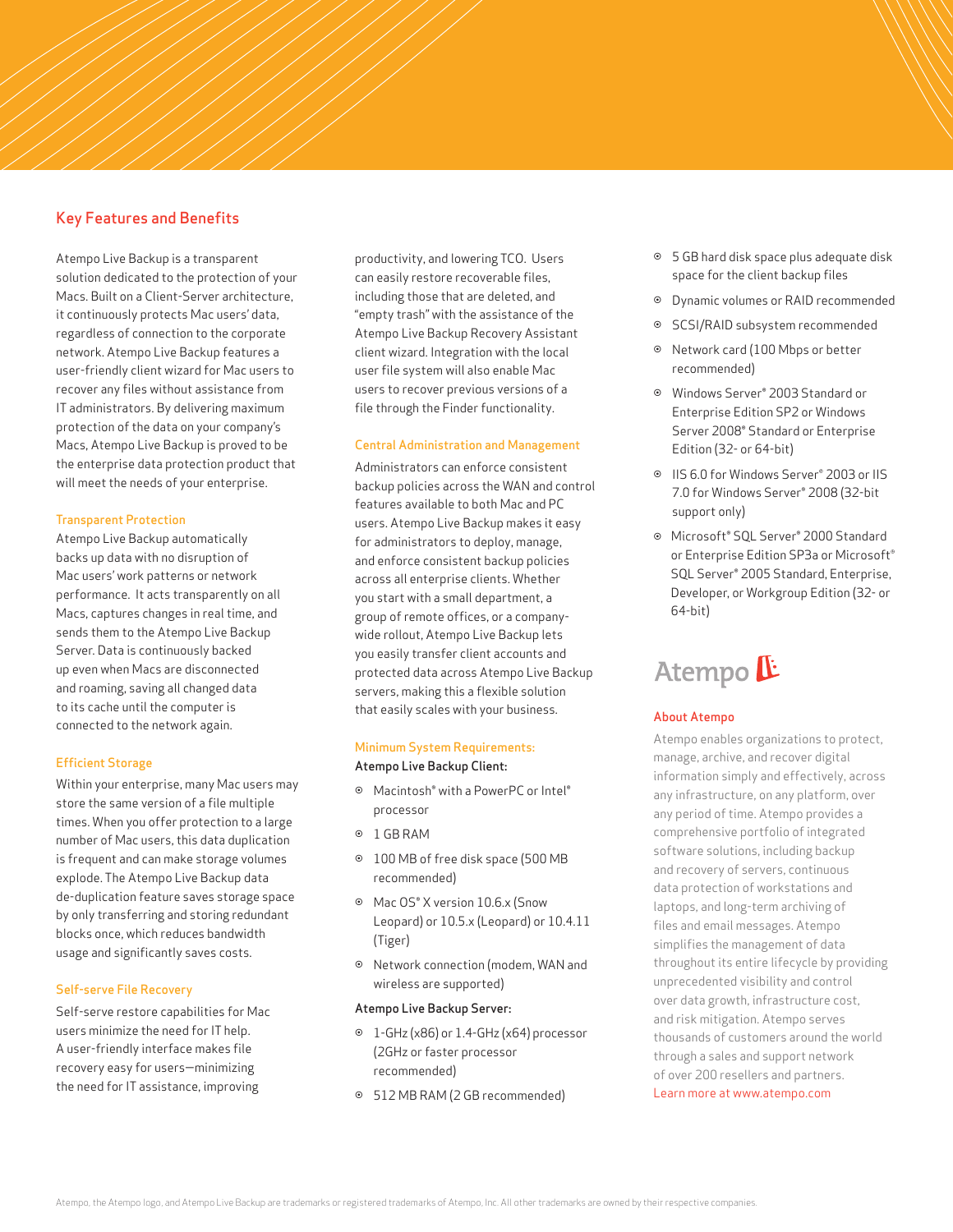## Key Features and Benefits

Atempo Live Backup is a transparent solution dedicated to the protection of your Macs. Built on a Client-Server architecture, it continuously protects Mac users' data, regardless of connection to the corporate network. Atempo Live Backup features a user-friendly client wizard for Mac users to recover any files without assistance from IT administrators. By delivering maximum protection of the data on your company's Macs, Atempo Live Backup is proved to be the enterprise data protection product that will meet the needs of your enterprise.

### Transparent Protection

Atempo Live Backup automatically backs up data with no disruption of Mac users' work patterns or network performance. It acts transparently on all Macs, captures changes in real time, and sends them to the Atempo Live Backup Server. Data is continuously backed up even when Macs are disconnected and roaming, saving all changed data to its cache until the computer is connected to the network again.

### Efficient Storage

Within your enterprise, many Mac users may store the same version of a file multiple times. When you offer protection to a large number of Mac users, this data duplication is frequent and can make storage volumes explode. The Atempo Live Backup data de-duplication feature saves storage space by only transferring and storing redundant blocks once, which reduces bandwidth usage and significantly saves costs.

### Self-serve File Recovery

Self-serve restore capabilities for Mac users minimize the need for IT help. A user-friendly interface makes file recovery easy for users—minimizing the need for IT assistance, improving productivity, and lowering TCO. Users can easily restore recoverable files, including those that are deleted, and "empty trash" with the assistance of the Atempo Live Backup Recovery Assistant client wizard. Integration with the local user file system will also enable Mac users to recover previous versions of a file through the Finder functionality.

### Central Administration and Management

Administrators can enforce consistent backup policies across the WAN and control features available to both Mac and PC users. Atempo Live Backup makes it easy for administrators to deploy, manage, and enforce consistent backup policies across all enterprise clients. Whether you start with a small department, a group of remote offices, or a company-wide rollout, Atempo Live Backup lets you easily transfer client accounts and protected data across Atempo Live Backup servers, making this a flexible solution that easily scales with your business.

### Minimum System Requirements:

**Atempo Live Backup Client:**

- Macintosh® with a PowerPC or Intel® processor
- 1 GB RAM
- 100 MB of free disk space (500 MB recommended)
- Mac OS® X version 10.6.x (Snow Leopard) or 10.5.x (Leopard) or 10.4.11 (Tiger)
- Network connection (modem, WAN and wireless are supported)

**Atempo Live Backup Server:**

- 1-GHz (x86) or 1.4-GHz (x64) processor (2GHz or faster processor recommended)
- 512 MB RAM (2 GB recommended)
- 5 GB hard disk space plus adequate disk space for the client backup files
- Dynamic volumes or RAID recommended
- SCSI/RAID subsystem recommended
- Network card (100 Mbps or better recommended)
- Windows Server® 2003 Standard or Enterprise Edition SP2 or Windows Server 2008® Standard or Enterprise Edition (32- or 64-bit)
- IIS 6.0 for Windows Server® 2003 or IIS 7.0 for Windows Server® 2008 (32-bit support only)
- Microsoft® SQL Server® 2000 Standard or Enterprise Edition SP3a or Microsoft® SQL Server® 2005 Standard, Enterprise, Developer, or Workgroup Edition (32- or 64-bit)

Atempo

### About Atempo

Atempo enables organizations to protect, manage, archive, and recover digital information simply and effectively, across any infrastructure, on any platform, over any period of time. Atempo provides a comprehensive portfolio of integrated software solutions, including backup and recovery of servers, continuous data protection of workstations and laptops, and long-term archiving of files and email messages. Atempo simplifies the management of data throughout its entire lifecycle by providing unprecedented visibility and control over data growth, infrastructure cost, and risk mitigation. Atempo serves thousands of customers around the world through a sales and support network of over 200 resellers and partners.
Learn more at www.atempo.com

Atempo, the Atempo logo, and Atempo Live Backup are trademarks or registered trademarks of Atempo, Inc. All other trademarks are owned by their respective companies.